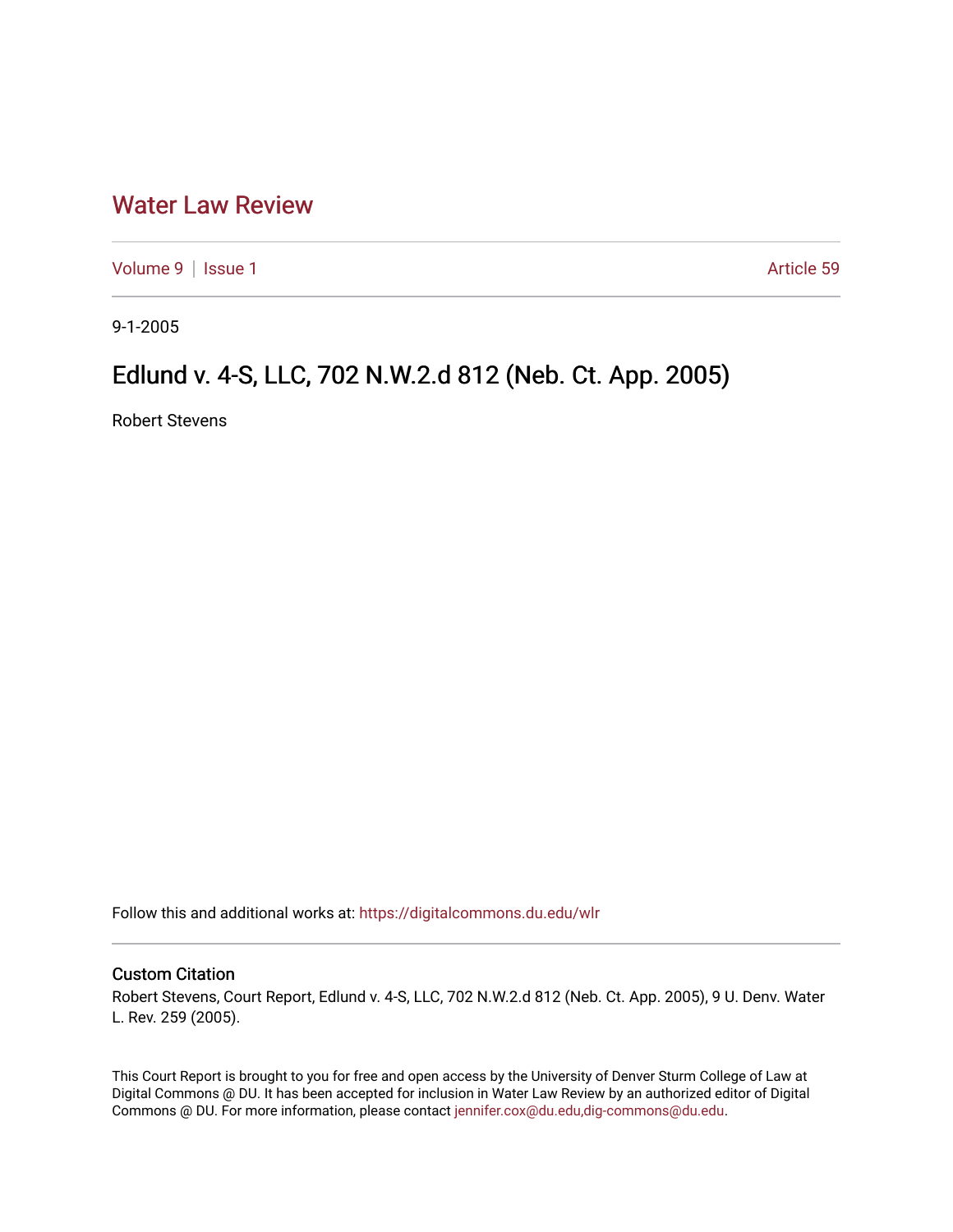# Water Law Review

Volume 9 | Issue 1 Article 59

9-1-2005

## Edlund v. 4-S, LLC, 702 N.W.2.d 812 (Neb. Ct. App. 2005)

Robert Stevens

Follow this and additional works at: https://digitalcommons.du.edu/wlr

### Custom Citation

Robert Stevens, Court Report, Edlund v. 4-S, LLC, 702 N.W.2.d 812 (Neb. Ct. App. 2005), 9 U. Denv. Water L. Rev. 259 (2005).

This Court Report is brought to you for free and open access by the University of Denver Sturm College of Law at Digital Commons @ DU. It has been accepted for inclusion in Water Law Review by an authorized editor of Digital Commons @ DU. For more information, please contact jennifer.cox@du.edu,dig-commons@du.edu.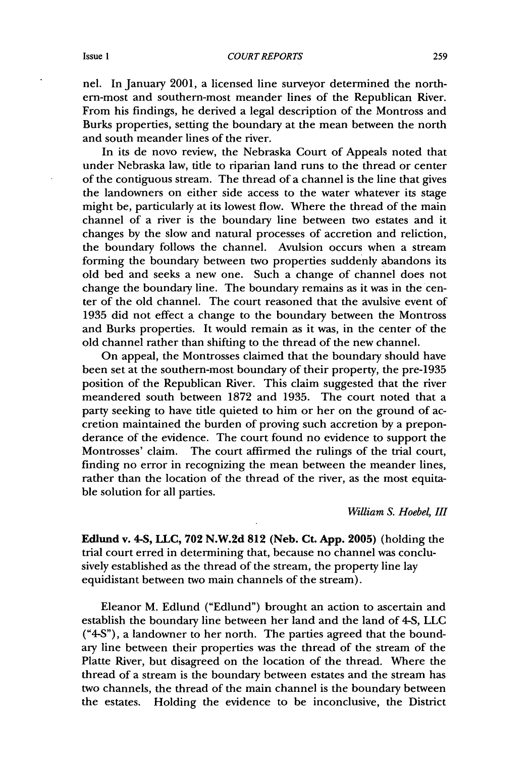nel. In January 2001, a licensed line surveyor determined the northern-most and southern-most meander lines of the Republican River. From his findings, he derived a legal description of the Montross and Burks properties, setting the boundary at the mean between the north and south meander lines of the river.

In its de novo review, the Nebraska Court of Appeals noted that under Nebraska law, title to riparian land runs to the thread or center of the contiguous stream. The thread of a channel is the line that gives the landowners on either side access to the water whatever its stage might be, particularly at its lowest flow. Where the thread of the main channel of a river is the boundary line between two estates and it changes by the slow and natural processes of accretion and reliction, the boundary follows the channel. Avulsion occurs when a stream forming the boundary between two properties suddenly abandons its old bed and seeks a new one. Such a change of channel does not change the boundary line. The boundary remains as it was in the center of the old channel. The court reasoned that the avulsive event of 1935 did not effect a change to the boundary between the Montross and Burks properties. It would remain as it was, in the center of the old channel rather than shifting to the thread of the new channel.

On appeal, the Montrosses claimed that the boundary should have been set at the southern-most boundary of their property, the pre-1935 position of the Republican River. This claim suggested that the river meandered south between 1872 and 1935. The court noted that a party seeking to have title quieted to him or her on the ground of accretion maintained the burden of proving such accretion by a preponderance of the evidence. The court found no evidence to support the Montrosses' claim. The court affirmed the rulings of the trial court, finding no error in recognizing the mean between the meander lines, rather than the location of the thread of the river, as the most equitable solution for all parties.

*William S. Hoebel, III*

**Edlund v. 4-S, LLC, 702 N.W.2d 812 (Neb. Ct. App. 2005)** (holding the trial court erred in determining that, because no channel was conclusively established as the thread of the stream, the property line lay equidistant between two main channels of the stream).

Eleanor M. Edlund ("Edlund") brought an action to ascertain and establish the boundary line between her land and the land of 4-S, LLC ("4-S"), a landowner to her north. The parties agreed that the boundary line between their properties was the thread of the stream of the Platte River, but disagreed on the location of the thread. Where the thread of a stream is the boundary between estates and the stream has two channels, the thread of the main channel is the boundary between the estates. Holding the evidence to be inconclusive, the District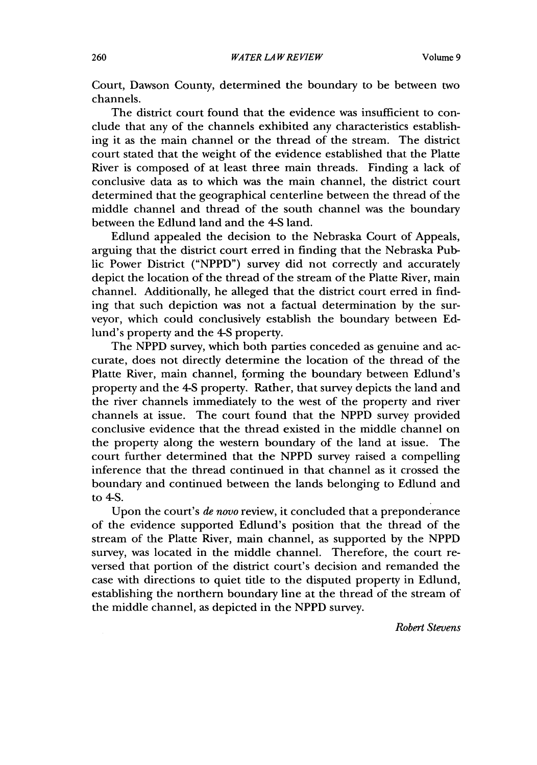Court, Dawson County, determined the boundary to be between two channels.

The district court found that the evidence was insufficient to conclude that any of the channels exhibited any characteristics establishing it as the main channel or the thread of the stream. The district court stated that the weight of the evidence established that the Platte River is composed of at least three main threads. Finding a lack of conclusive data as to which was the main channel, the district court determined that the geographical centerline between the thread of the middle channel and thread of the south channel was the boundary between the Edlund land and the 4-S land.

Edlund appealed the decision to the Nebraska Court of Appeals, arguing that the district court erred in finding that the Nebraska Public Power District ("NPPD") survey did not correctly and accurately depict the location of the thread of the stream of the Platte River, main channel. Additionally, he alleged that the district court erred in finding that such depiction was not a factual determination by the surveyor, which could conclusively establish the boundary between Edlund's property and the 4-S property.

The NPPD survey, which both parties conceded as genuine and accurate, does not directly determine the location of the thread of the Platte River, main channel, forming the boundary between Edlund's property and the 4-S property. Rather, that survey depicts the land and the river channels immediately to the west of the property and river channels at issue. The court found that the NPPD survey provided conclusive evidence that the thread existed in the middle channel on the property along the western boundary of the land at issue. The court further determined that the NPPD survey raised a compelling inference that the thread continued in that channel as it crossed the boundary and continued between the lands belonging to Edlund and to 4-S.

Upon the court's *de novo* review, it concluded that a preponderance of the evidence supported Edlund's position that the thread of the stream of the Platte River, main channel, as supported by the NPPD survey, was located in the middle channel. Therefore, the court reversed that portion of the district court's decision and remanded the case with directions to quiet title to the disputed property in Edlund, establishing the northern boundary line at the thread of the stream of the middle channel, as depicted in the NPPD survey.

*Robert Stevens*